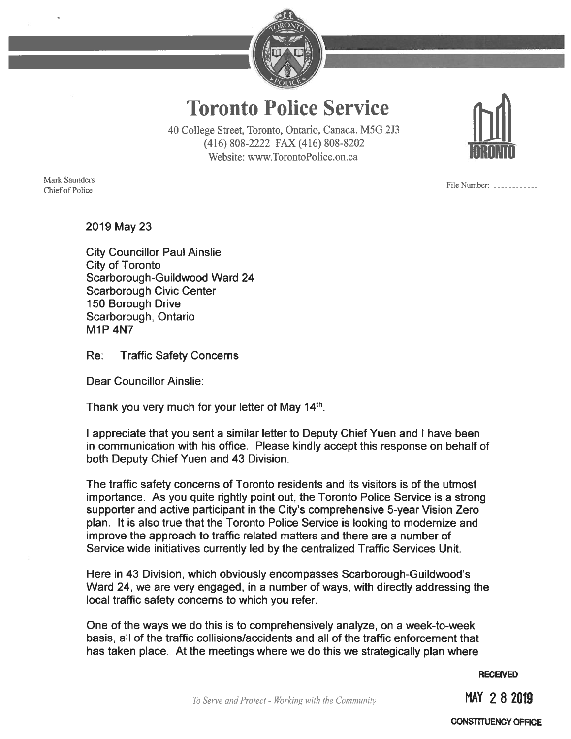# Toronto Police Service

40 College Street, Toronto, Ontario, Canada. M5G 2J3
(416) 808-2222 FAX (416) 808-8202
Website: www.TorontoPolice.on.ca

Mark Saunders
Chief of Police

File Number: -----------

2019 May 23

City Councillor Paul Ainslie
City of Toronto
Scarborough-Guildwood Ward 24
Scarborough Civic Center
150 Borough Drive
Scarborough, Ontario
M1P 4N7

Re: Traffic Safety Concerns

Dear Councillor Ainslie:

Thank you very much for your letter of May 14th.

I appreciate that you sent a similar letter to Deputy Chief Yuen and I have been in communication with his office. Please kindly accept this response on behalf of both Deputy Chief Yuen and 43 Division.

The traffic safety concerns of Toronto residents and its visitors is of the utmost importance. As you quite rightly point out, the Toronto Police Service is a strong supporter and active participant in the City's comprehensive 5-year Vision Zero plan. It is also true that the Toronto Police Service is looking to modernize and improve the approach to traffic related matters and there are a number of Service wide initiatives currently led by the centralized Traffic Services Unit.

Here in 43 Division, which obviously encompasses Scarborough-Guildwood's Ward 24, we are very engaged, in a number of ways, with directly addressing the local traffic safety concerns to which you refer.

One of the ways we do this is to comprehensively analyze, on a week-to-week basis, all of the traffic collisions/accidents and all of the traffic enforcement that has taken place. At the meetings where we do this we strategically plan where

*To Serve and Protect - Working with the Community*

RECEIVED
MAY 28 2019
CONSTITUENCY OFFICE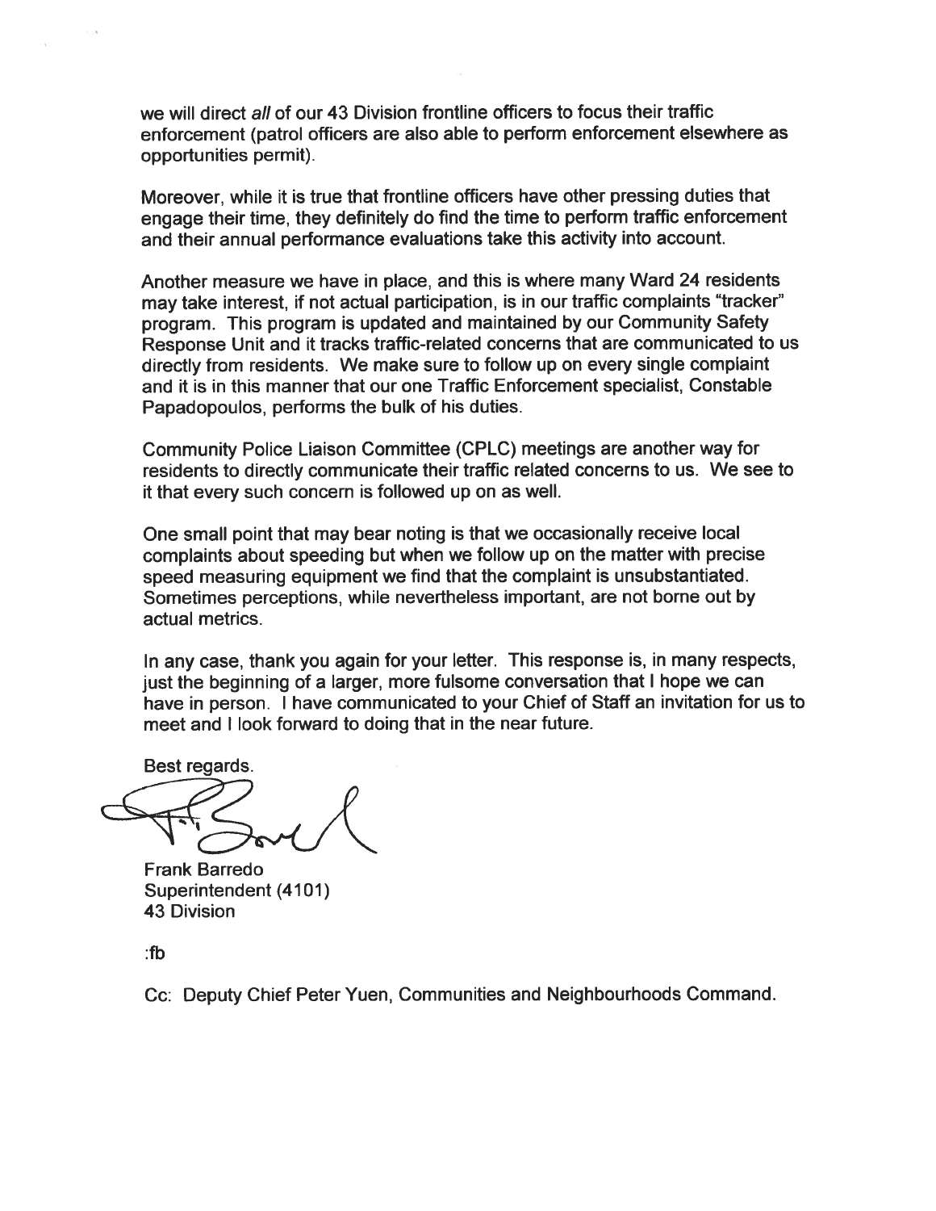we will direct *all* of our 43 Division frontline officers to focus their traffic enforcement (patrol officers are also able to perform enforcement elsewhere as opportunities permit).

Moreover, while it is true that frontline officers have other pressing duties that engage their time, they definitely do find the time to perform traffic enforcement and their annual performance evaluations take this activity into account.

Another measure we have in place, and this is where many Ward 24 residents may take interest, if not actual participation, is in our traffic complaints "tracker" program. This program is updated and maintained by our Community Safety Response Unit and it tracks traffic-related concerns that are communicated to us directly from residents. We make sure to follow up on every single complaint and it is in this manner that our one Traffic Enforcement specialist, Constable Papadopoulos, performs the bulk of his duties.

Community Police Liaison Committee (CPLC) meetings are another way for residents to directly communicate their traffic related concerns to us. We see to it that every such concern is followed up on as well.

One small point that may bear noting is that we occasionally receive local complaints about speeding but when we follow up on the matter with precise speed measuring equipment we find that the complaint is unsubstantiated. Sometimes perceptions, while nevertheless important, are not borne out by actual metrics.

In any case, thank you again for your letter. This response is, in many respects, just the beginning of a larger, more fulsome conversation that I hope we can have in person. I have communicated to your Chief of Staff an invitation for us to meet and I look forward to doing that in the near future.

Best regards.

Frank Barredo
Superintendent (4101)
43 Division

:fb

Cc: Deputy Chief Peter Yuen, Communities and Neighbourhoods Command.